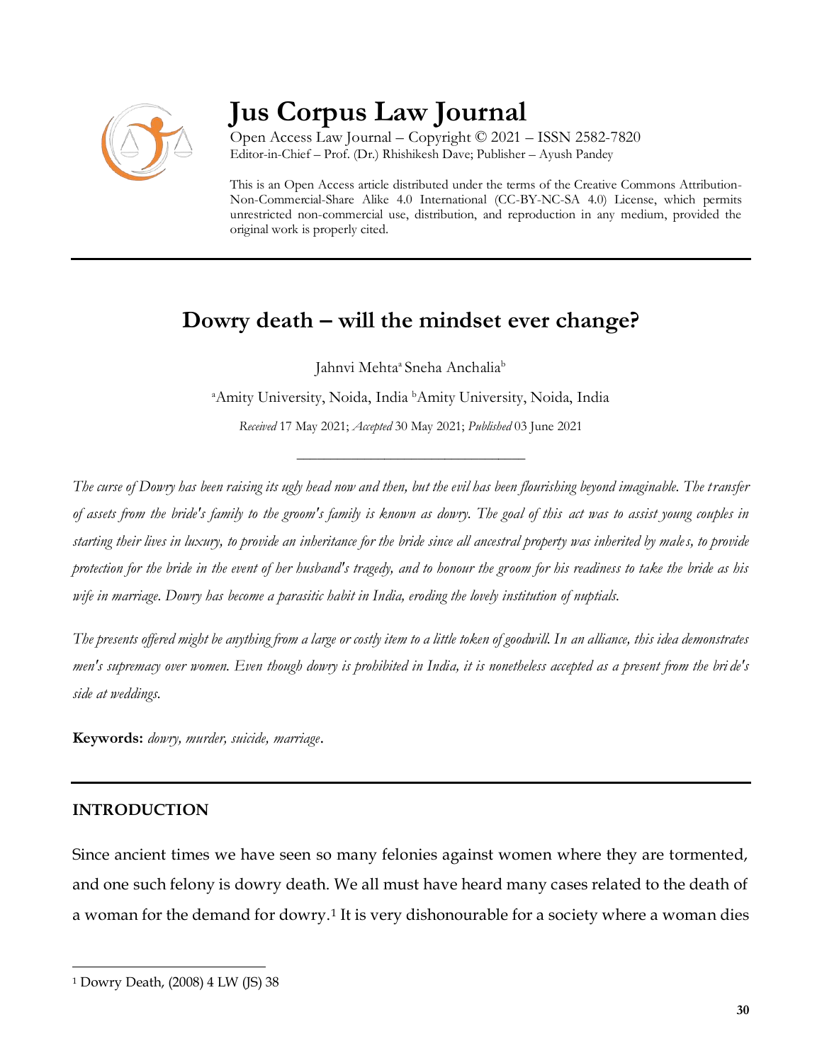# Jus Corpus Law Journal

Open Access Law Journal – Copyright © 2021 – ISSN 2582-7820
Editor-in-Chief – Prof. (Dr.) Rhishikesh Dave; Publisher – Ayush Pandey

This is an Open Access article distributed under the terms of the Creative Commons Attribution-Non-Commercial-Share Alike 4.0 International (CC-BY-NC-SA 4.0) License, which permits unrestricted non-commercial use, distribution, and reproduction in any medium, provided the original work is properly cited.

## Dowry death – will the mindset ever change?

Jahnvi Mehta[a] Sneha Anchalia[b]

[a]Amity University, Noida, India [b]Amity University, Noida, India

*Received* 17 May 2021; *Accepted* 30 May 2021; *Published* 03 June 2021

*The curse of Dowry has been raising its ugly head now and then, but the evil has been flourishing beyond imaginable. The transfer of assets from the bride's family to the groom's family is known as dowry. The goal of this act was to assist young couples in starting their lives in luxury, to provide an inheritance for the bride since all ancestral property was inherited by males, to provide protection for the bride in the event of her husband's tragedy, and to honour the groom for his readiness to take the bride as his wife in marriage. Dowry has become a parasitic habit in India, eroding the lovely institution of nuptials.*

*The presents offered might be anything from a large or costly item to a little token of goodwill. In an alliance, this idea demonstrates men's supremacy over women. Even though dowry is prohibited in India, it is nonetheless accepted as a present from the bride's side at weddings.*

**Keywords:** *dowry, murder, suicide, marriage*.

### INTRODUCTION

Since ancient times we have seen so many felonies against women where they are tormented, and one such felony is dowry death. We all must have heard many cases related to the death of a woman for the demand for dowry.[1] It is very dishonourable for a society where a woman dies

[1] Dowry Death, (2008) 4 LW (JS) 38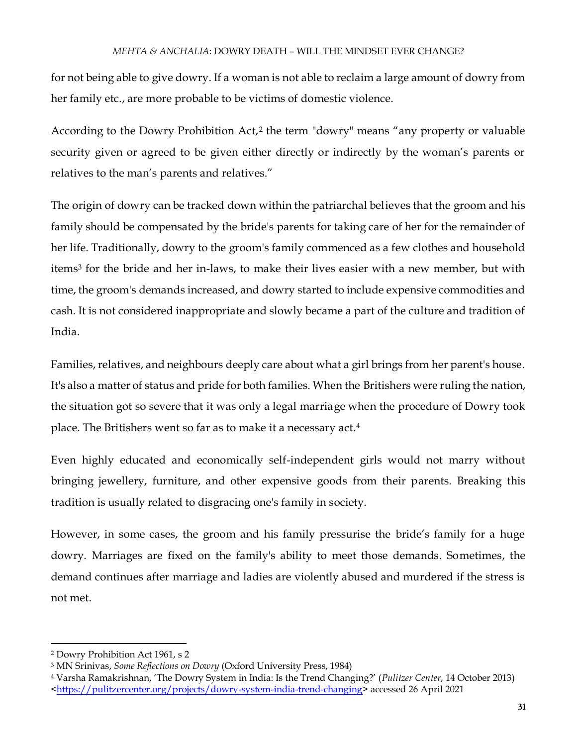for not being able to give dowry. If a woman is not able to reclaim a large amount of dowry from her family etc., are more probable to be victims of domestic violence.

According to the Dowry Prohibition Act,[2] the term "dowry" means "any property or valuable security given or agreed to be given either directly or indirectly by the woman's parents or relatives to the man's parents and relatives."

The origin of dowry can be tracked down within the patriarchal believes that the groom and his family should be compensated by the bride's parents for taking care of her for the remainder of her life. Traditionally, dowry to the groom's family commenced as a few clothes and household items[3] for the bride and her in-laws, to make their lives easier with a new member, but with time, the groom's demands increased, and dowry started to include expensive commodities and cash. It is not considered inappropriate and slowly became a part of the culture and tradition of India.

Families, relatives, and neighbours deeply care about what a girl brings from her parent's house. It's also a matter of status and pride for both families. When the Britishers were ruling the nation, the situation got so severe that it was only a legal marriage when the procedure of Dowry took place. The Britishers went so far as to make it a necessary act.[4]

Even highly educated and economically self-independent girls would not marry without bringing jewellery, furniture, and other expensive goods from their parents. Breaking this tradition is usually related to disgracing one's family in society.

However, in some cases, the groom and his family pressurise the bride's family for a huge dowry. Marriages are fixed on the family's ability to meet those demands. Sometimes, the demand continues after marriage and ladies are violently abused and murdered if the stress is not met.

---

[2] Dowry Prohibition Act 1961, s 2

[3] MN Srinivas, *Some Reflections on Dowry* (Oxford University Press, 1984)

[4] Varsha Ramakrishnan, 'The Dowry System in India: Is the Trend Changing?' (*Pulitzer Center*, 14 October 2013) <https://pulitzercenter.org/projects/dowry-system-india-trend-changing> accessed 26 April 2021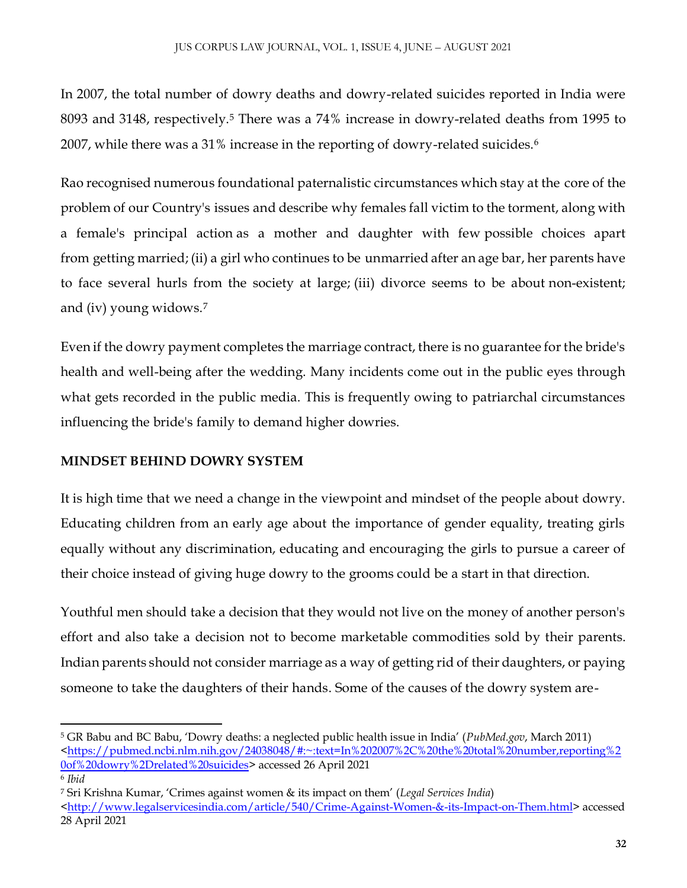In 2007, the total number of dowry deaths and dowry-related suicides reported in India were 8093 and 3148, respectively.[5] There was a 74% increase in dowry-related deaths from 1995 to 2007, while there was a 31% increase in the reporting of dowry-related suicides.[6]

Rao recognised numerous foundational paternalistic circumstances which stay at the core of the problem of our Country's issues and describe why females fall victim to the torment, along with a female's principal action as a mother and daughter with few possible choices apart from getting married; (ii) a girl who continues to be unmarried after an age bar, her parents have to face several hurls from the society at large; (iii) divorce seems to be about non-existent; and (iv) young widows.[7]

Even if the dowry payment completes the marriage contract, there is no guarantee for the bride's health and well-being after the wedding. Many incidents come out in the public eyes through what gets recorded in the public media. This is frequently owing to patriarchal circumstances influencing the bride's family to demand higher dowries.

## MINDSET BEHIND DOWRY SYSTEM

It is high time that we need a change in the viewpoint and mindset of the people about dowry. Educating children from an early age about the importance of gender equality, treating girls equally without any discrimination, educating and encouraging the girls to pursue a career of their choice instead of giving huge dowry to the grooms could be a start in that direction.

Youthful men should take a decision that they would not live on the money of another person's effort and also take a decision not to become marketable commodities sold by their parents. Indian parents should not consider marriage as a way of getting rid of their daughters, or paying someone to take the daughters of their hands. Some of the causes of the dowry system are-

---

[5] GR Babu and BC Babu, 'Dowry deaths: a neglected public health issue in India' (*PubMed.gov*, March 2011) <https://pubmed.ncbi.nlm.nih.gov/24038048/#:~:text=In%202007%2C%20the%20total%20number,reporting%20of%20dowry%2Drelated%20suicides> accessed 26 April 2021

[6] *Ibid*

[7] Sri Krishna Kumar, 'Crimes against women & its impact on them' (*Legal Services India*) <http://www.legalservicesindia.com/article/540/Crime-Against-Women-&-its-Impact-on-Them.html> accessed 28 April 2021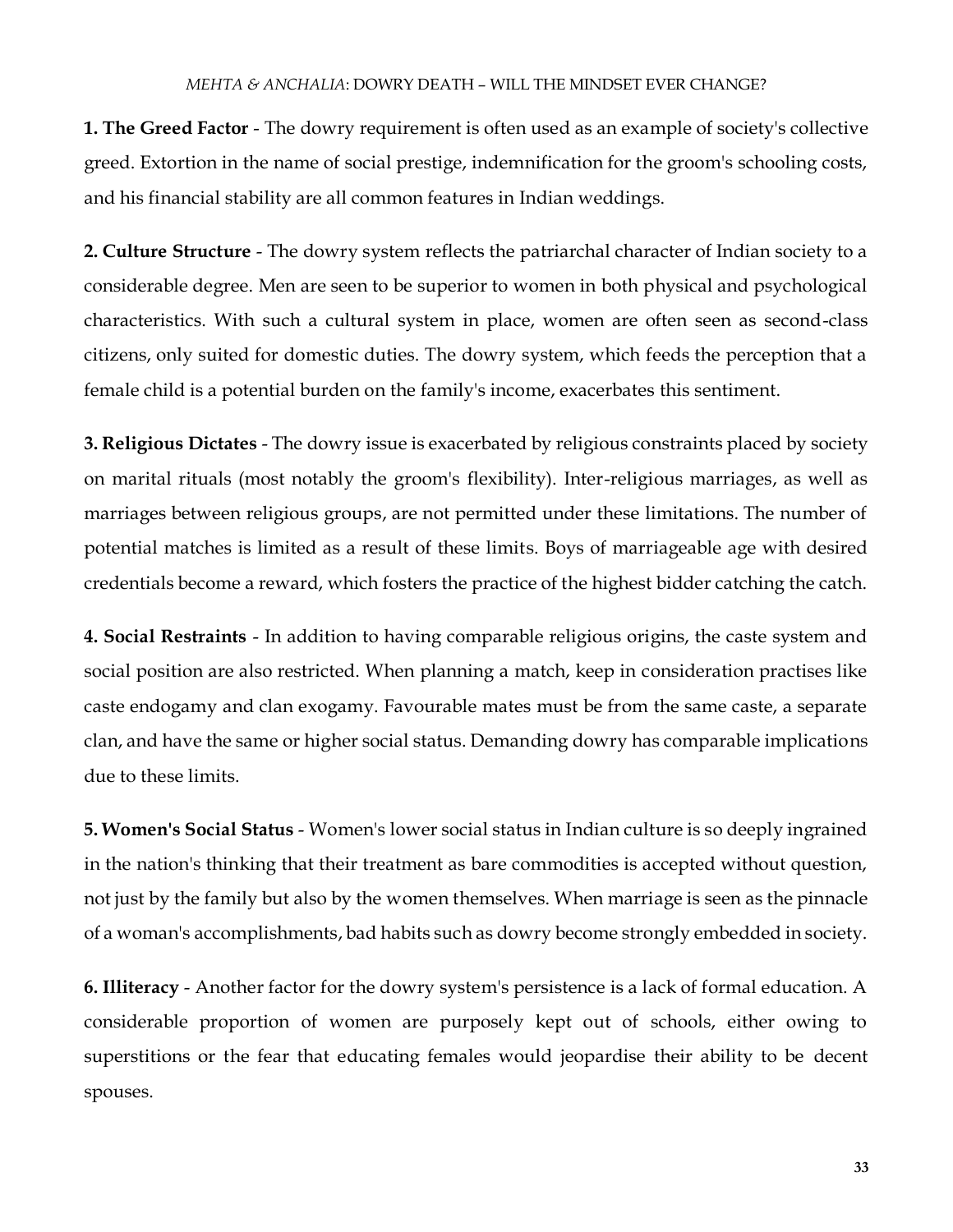**1. The Greed Factor** - The dowry requirement is often used as an example of society's collective greed. Extortion in the name of social prestige, indemnification for the groom's schooling costs, and his financial stability are all common features in Indian weddings.

**2. Culture Structure** - The dowry system reflects the patriarchal character of Indian society to a considerable degree. Men are seen to be superior to women in both physical and psychological characteristics. With such a cultural system in place, women are often seen as second-class citizens, only suited for domestic duties. The dowry system, which feeds the perception that a female child is a potential burden on the family's income, exacerbates this sentiment.

**3. Religious Dictates** - The dowry issue is exacerbated by religious constraints placed by society on marital rituals (most notably the groom's flexibility). Inter-religious marriages, as well as marriages between religious groups, are not permitted under these limitations. The number of potential matches is limited as a result of these limits. Boys of marriageable age with desired credentials become a reward, which fosters the practice of the highest bidder catching the catch.

**4. Social Restraints** - In addition to having comparable religious origins, the caste system and social position are also restricted. When planning a match, keep in consideration practises like caste endogamy and clan exogamy. Favourable mates must be from the same caste, a separate clan, and have the same or higher social status. Demanding dowry has comparable implications due to these limits.

**5. Women's Social Status** - Women's lower social status in Indian culture is so deeply ingrained in the nation's thinking that their treatment as bare commodities is accepted without question, not just by the family but also by the women themselves. When marriage is seen as the pinnacle of a woman's accomplishments, bad habits such as dowry become strongly embedded in society.

**6. Illiteracy** - Another factor for the dowry system's persistence is a lack of formal education. A considerable proportion of women are purposely kept out of schools, either owing to superstitions or the fear that educating females would jeopardise their ability to be decent spouses.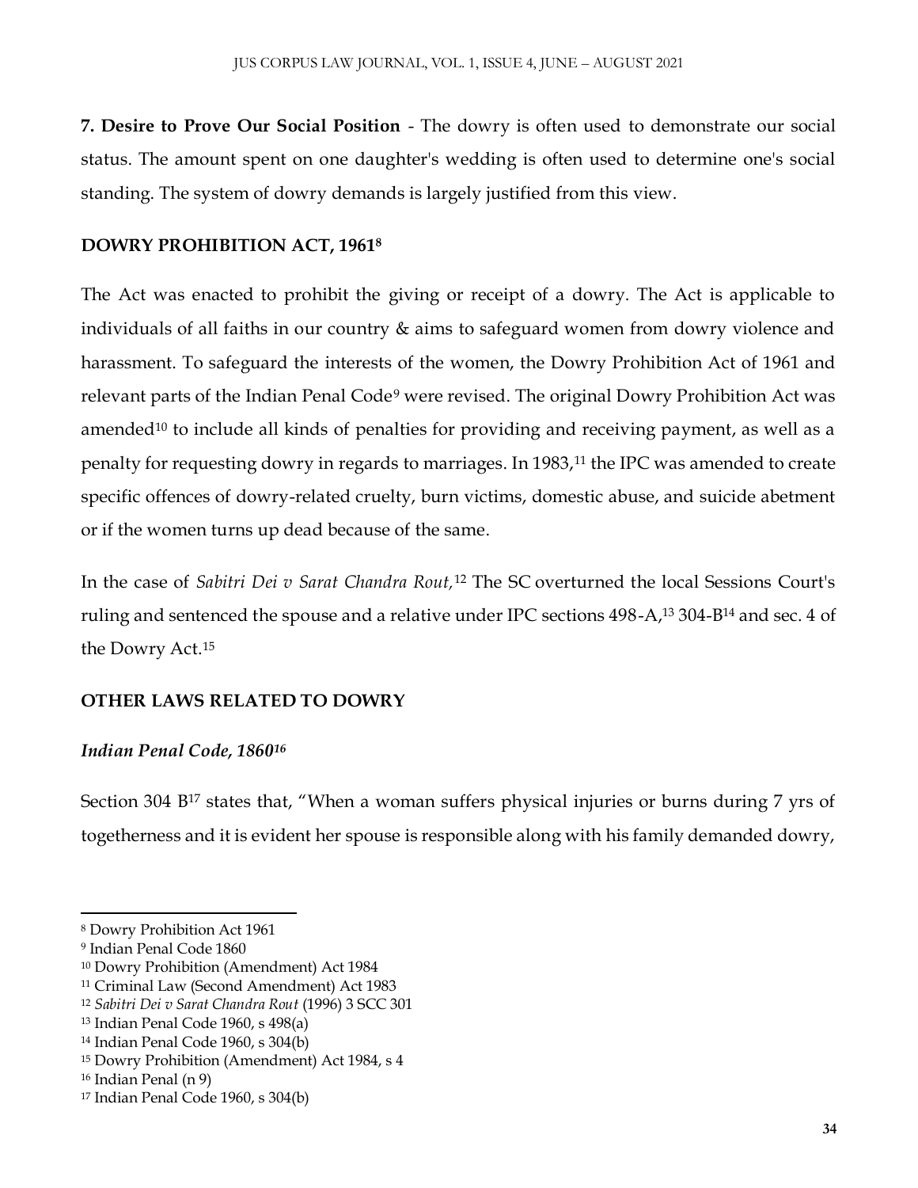**7. Desire to Prove Our Social Position** - The dowry is often used to demonstrate our social status. The amount spent on one daughter's wedding is often used to determine one's social standing. The system of dowry demands is largely justified from this view.

## DOWRY PROHIBITION ACT, 1961[8]

The Act was enacted to prohibit the giving or receipt of a dowry. The Act is applicable to individuals of all faiths in our country & aims to safeguard women from dowry violence and harassment. To safeguard the interests of the women, the Dowry Prohibition Act of 1961 and relevant parts of the Indian Penal Code[9] were revised. The original Dowry Prohibition Act was amended[10] to include all kinds of penalties for providing and receiving payment, as well as a penalty for requesting dowry in regards to marriages. In 1983,[11] the IPC was amended to create specific offences of dowry-related cruelty, burn victims, domestic abuse, and suicide abetment or if the women turns up dead because of the same.

In the case of *Sabitri Dei v Sarat Chandra Rout,*[12] The SC overturned the local Sessions Court's ruling and sentenced the spouse and a relative under IPC sections 498-A,[13] 304-B[14] and sec. 4 of the Dowry Act.[15]

## OTHER LAWS RELATED TO DOWRY

### *Indian Penal Code, 1860[16]*

Section 304 B[17] states that, "When a woman suffers physical injuries or burns during 7 yrs of togetherness and it is evident her spouse is responsible along with his family demanded dowry,

---

[8] Dowry Prohibition Act 1961

[9] Indian Penal Code 1860

[10] Dowry Prohibition (Amendment) Act 1984

[11] Criminal Law (Second Amendment) Act 1983

[12] *Sabitri Dei v Sarat Chandra Rout* (1996) 3 SCC 301

[13] Indian Penal Code 1960, s 498(a)

[14] Indian Penal Code 1960, s 304(b)

[15] Dowry Prohibition (Amendment) Act 1984, s 4

[16] Indian Penal (n 9)

[17] Indian Penal Code 1960, s 304(b)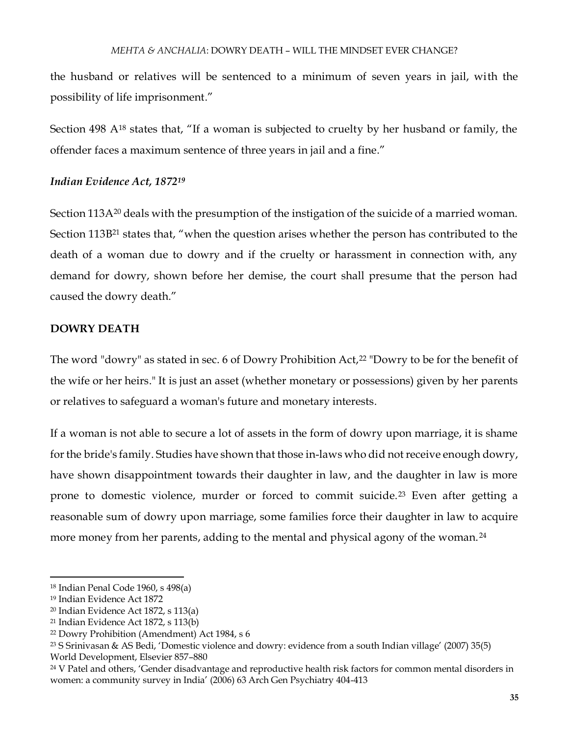the husband or relatives will be sentenced to a minimum of seven years in jail, with the possibility of life imprisonment."

Section 498 A[18] states that, "If a woman is subjected to cruelty by her husband or family, the offender faces a maximum sentence of three years in jail and a fine."

### *Indian Evidence Act, 1872*[19]

Section 113A[20] deals with the presumption of the instigation of the suicide of a married woman. Section 113B[21] states that, "when the question arises whether the person has contributed to the death of a woman due to dowry and if the cruelty or harassment in connection with, any demand for dowry, shown before her demise, the court shall presume that the person had caused the dowry death."

## DOWRY DEATH

The word "dowry" as stated in sec. 6 of Dowry Prohibition Act,[22] "Dowry to be for the benefit of the wife or her heirs." It is just an asset (whether monetary or possessions) given by her parents or relatives to safeguard a woman's future and monetary interests.

If a woman is not able to secure a lot of assets in the form of dowry upon marriage, it is shame for the bride's family. Studies have shown that those in-laws who did not receive enough dowry, have shown disappointment towards their daughter in law, and the daughter in law is more prone to domestic violence, murder or forced to commit suicide.[23] Even after getting a reasonable sum of dowry upon marriage, some families force their daughter in law to acquire more money from her parents, adding to the mental and physical agony of the woman.[24]

---

[18] Indian Penal Code 1960, s 498(a)

[19] Indian Evidence Act 1872

[20] Indian Evidence Act 1872, s 113(a)

[21] Indian Evidence Act 1872, s 113(b)

[22] Dowry Prohibition (Amendment) Act 1984, s 6

[23] S Srinivasan & AS Bedi, 'Domestic violence and dowry: evidence from a south Indian village' (2007) 35(5) World Development, Elsevier 857–880

[24] V Patel and others, 'Gender disadvantage and reproductive health risk factors for common mental disorders in women: a community survey in India' (2006) 63 Arch Gen Psychiatry 404-413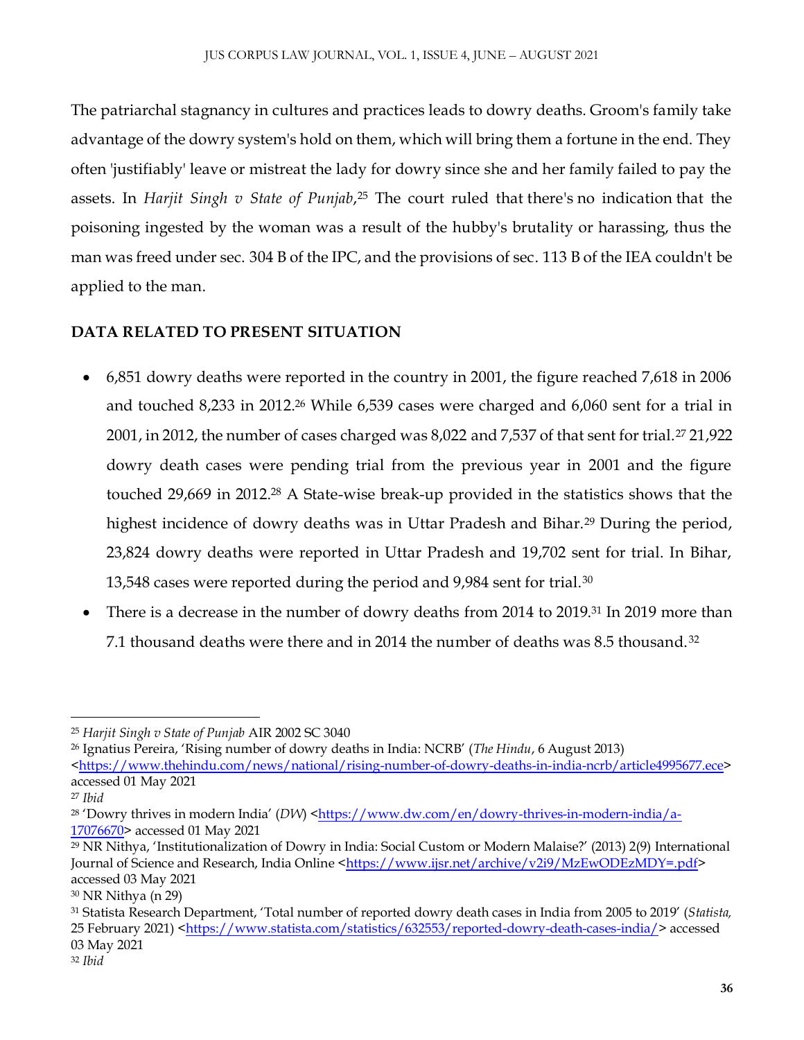The patriarchal stagnancy in cultures and practices leads to dowry deaths. Groom's family take advantage of the dowry system's hold on them, which will bring them a fortune in the end. They often 'justifiably' leave or mistreat the lady for dowry since she and her family failed to pay the assets. In *Harjit Singh v State of Punjab*,[25] The court ruled that there's no indication that the poisoning ingested by the woman was a result of the hubby's brutality or harassing, thus the man was freed under sec. 304 B of the IPC, and the provisions of sec. 113 B of the IEA couldn't be applied to the man.

## DATA RELATED TO PRESENT SITUATION

- 6,851 dowry deaths were reported in the country in 2001, the figure reached 7,618 in 2006 and touched 8,233 in 2012.[26] While 6,539 cases were charged and 6,060 sent for a trial in 2001, in 2012, the number of cases charged was 8,022 and 7,537 of that sent for trial.[27] 21,922 dowry death cases were pending trial from the previous year in 2001 and the figure touched 29,669 in 2012.[28] A State-wise break-up provided in the statistics shows that the highest incidence of dowry deaths was in Uttar Pradesh and Bihar.[29] During the period, 23,824 dowry deaths were reported in Uttar Pradesh and 19,702 sent for trial. In Bihar, 13,548 cases were reported during the period and 9,984 sent for trial.[30]
- There is a decrease in the number of dowry deaths from 2014 to 2019.[31] In 2019 more than 7.1 thousand deaths were there and in 2014 the number of deaths was 8.5 thousand.[32]

---

[25] *Harjit Singh v State of Punjab* AIR 2002 SC 3040

[26] Ignatius Pereira, 'Rising number of dowry deaths in India: NCRB' (*The Hindu*, 6 August 2013) <https://www.thehindu.com/news/national/rising-number-of-dowry-deaths-in-india-ncrb/article4995677.ece> accessed 01 May 2021

[27] *Ibid*

[28] 'Dowry thrives in modern India' (*DW*) <https://www.dw.com/en/dowry-thrives-in-modern-india/a-17076670> accessed 01 May 2021

[29] NR Nithya, 'Institutionalization of Dowry in India: Social Custom or Modern Malaise?' (2013) 2(9) International Journal of Science and Research, India Online <https://www.ijsr.net/archive/v2i9/MzEwODEzMDY=.pdf> accessed 03 May 2021

[30] NR Nithya (n 29)

[31] Statista Research Department, 'Total number of reported dowry death cases in India from 2005 to 2019' (*Statista,* 25 February 2021) <https://www.statista.com/statistics/632553/reported-dowry-death-cases-india/> accessed 03 May 2021

[32] *Ibid*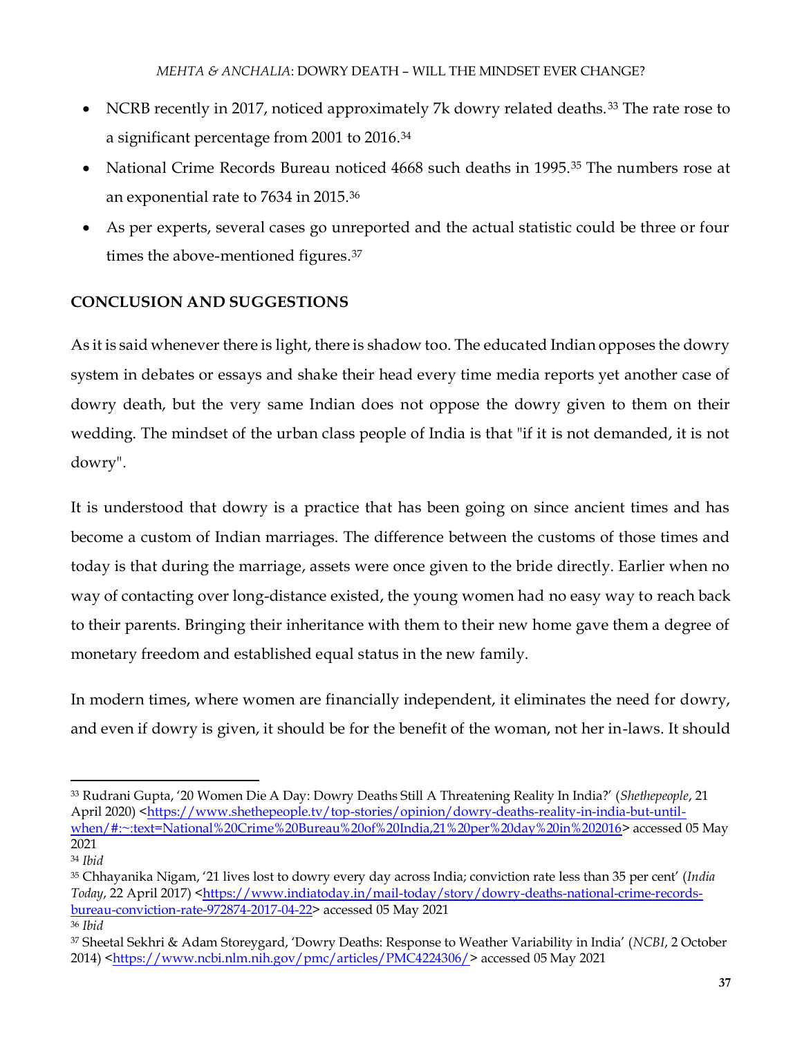- NCRB recently in 2017, noticed approximately 7k dowry related deaths.[33] The rate rose to a significant percentage from 2001 to 2016.[34]
- National Crime Records Bureau noticed 4668 such deaths in 1995.[35] The numbers rose at an exponential rate to 7634 in 2015.[36]
- As per experts, several cases go unreported and the actual statistic could be three or four times the above-mentioned figures.[37]

## CONCLUSION AND SUGGESTIONS

As it is said whenever there is light, there is shadow too. The educated Indian opposes the dowry system in debates or essays and shake their head every time media reports yet another case of dowry death, but the very same Indian does not oppose the dowry given to them on their wedding. The mindset of the urban class people of India is that "if it is not demanded, it is not dowry".

It is understood that dowry is a practice that has been going on since ancient times and has become a custom of Indian marriages. The difference between the customs of those times and today is that during the marriage, assets were once given to the bride directly. Earlier when no way of contacting over long-distance existed, the young women had no easy way to reach back to their parents. Bringing their inheritance with them to their new home gave them a degree of monetary freedom and established equal status in the new family.

In modern times, where women are financially independent, it eliminates the need for dowry, and even if dowry is given, it should be for the benefit of the woman, not her in-laws. It should

---

[33] Rudrani Gupta, '20 Women Die A Day: Dowry Deaths Still A Threatening Reality In India?' (*Shethepeople*, 21 April 2020) <https://www.shethepeople.tv/top-stories/opinion/dowry-deaths-reality-in-india-but-until-when/#:~:text=National%20Crime%20Bureau%20of%20India,21%20per%20day%20in%202016> accessed 05 May 2021

[34] *Ibid*

[35] Chhayanika Nigam, '21 lives lost to dowry every day across India; conviction rate less than 35 per cent' (*India Today*, 22 April 2017) <https://www.indiatoday.in/mail-today/story/dowry-deaths-national-crime-records-bureau-conviction-rate-972874-2017-04-22> accessed 05 May 2021

[36] *Ibid*

[37] Sheetal Sekhri & Adam Storeygard, 'Dowry Deaths: Response to Weather Variability in India' (*NCBI*, 2 October 2014) <https://www.ncbi.nlm.nih.gov/pmc/articles/PMC4224306/> accessed 05 May 2021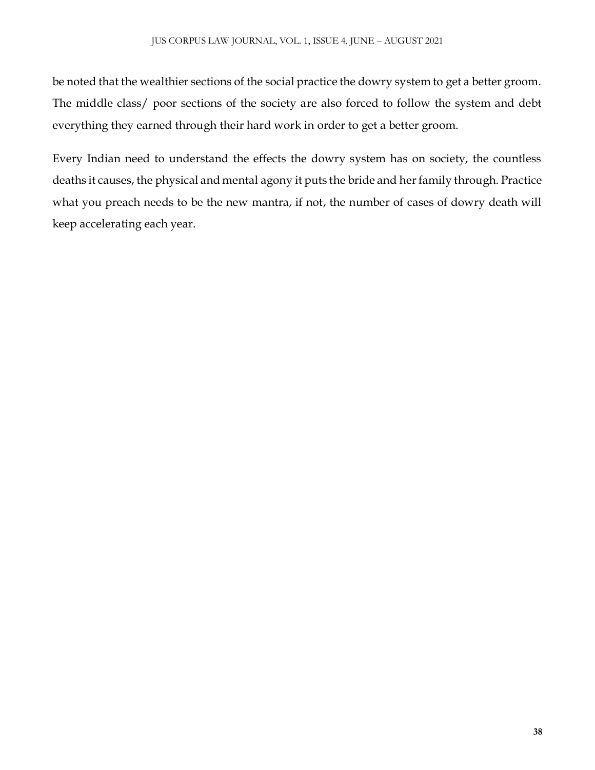be noted that the wealthier sections of the social practice the dowry system to get a better groom. The middle class/ poor sections of the society are also forced to follow the system and debt everything they earned through their hard work in order to get a better groom.

Every Indian need to understand the effects the dowry system has on society, the countless deaths it causes, the physical and mental agony it puts the bride and her family through. Practice what you preach needs to be the new mantra, if not, the number of cases of dowry death will keep accelerating each year.